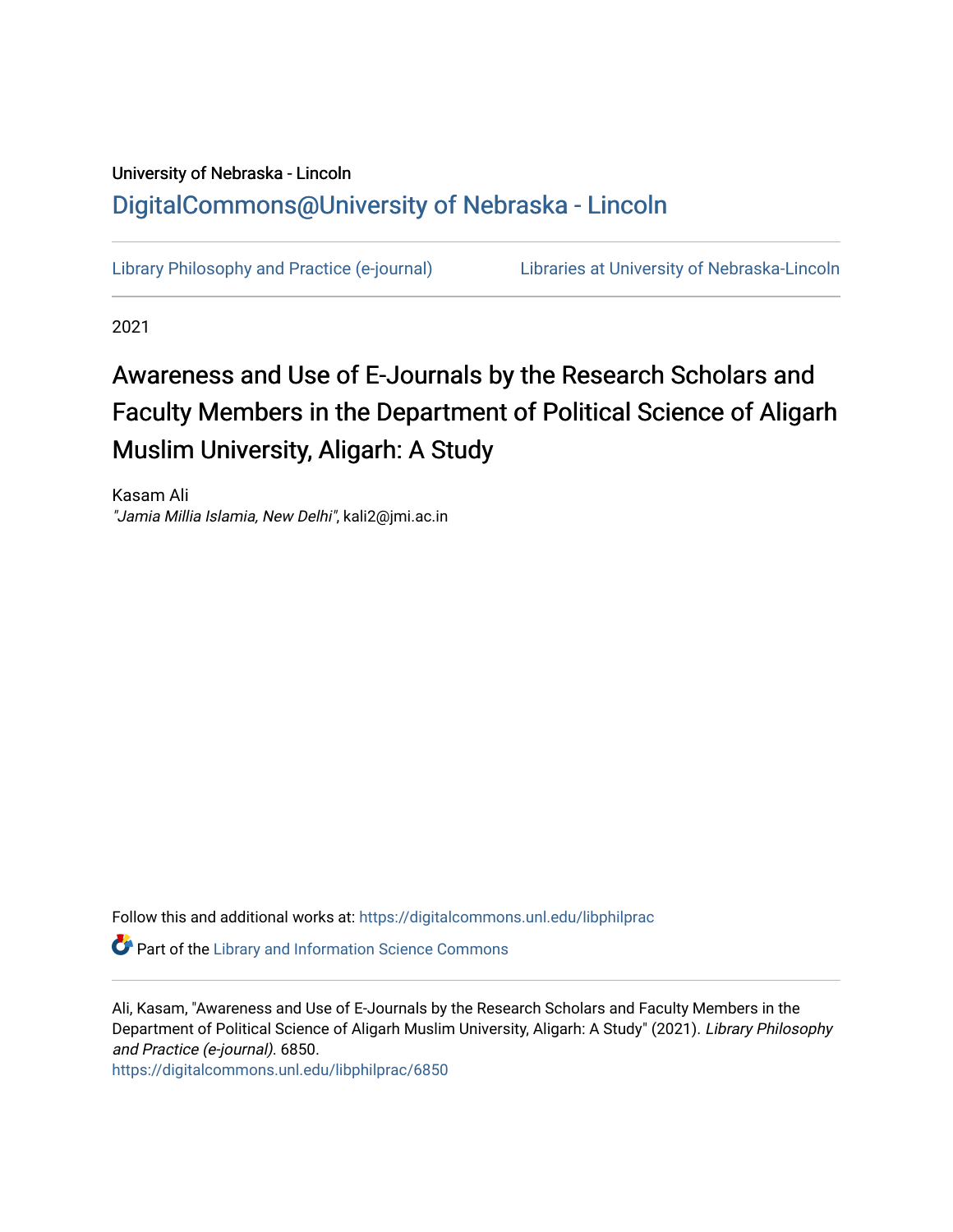University of Nebraska - Lincoln

DigitalCommons@University of Nebraska - Lincoln

Library Philosophy and Practice (e-journal) | Libraries at University of Nebraska-Lincoln

2021

# Awareness and Use of E-Journals by the Research Scholars and Faculty Members in the Department of Political Science of Aligarh Muslim University, Aligarh: A Study

Kasam Ali
*"Jamia Millia Islamia, New Delhi"*, kali2@jmi.ac.in

Follow this and additional works at: https://digitalcommons.unl.edu/libphilprac

Part of the Library and Information Science Commons

Ali, Kasam, "Awareness and Use of E-Journals by the Research Scholars and Faculty Members in the Department of Political Science of Aligarh Muslim University, Aligarh: A Study" (2021). *Library Philosophy and Practice (e-journal)*. 6850.
https://digitalcommons.unl.edu/libphilprac/6850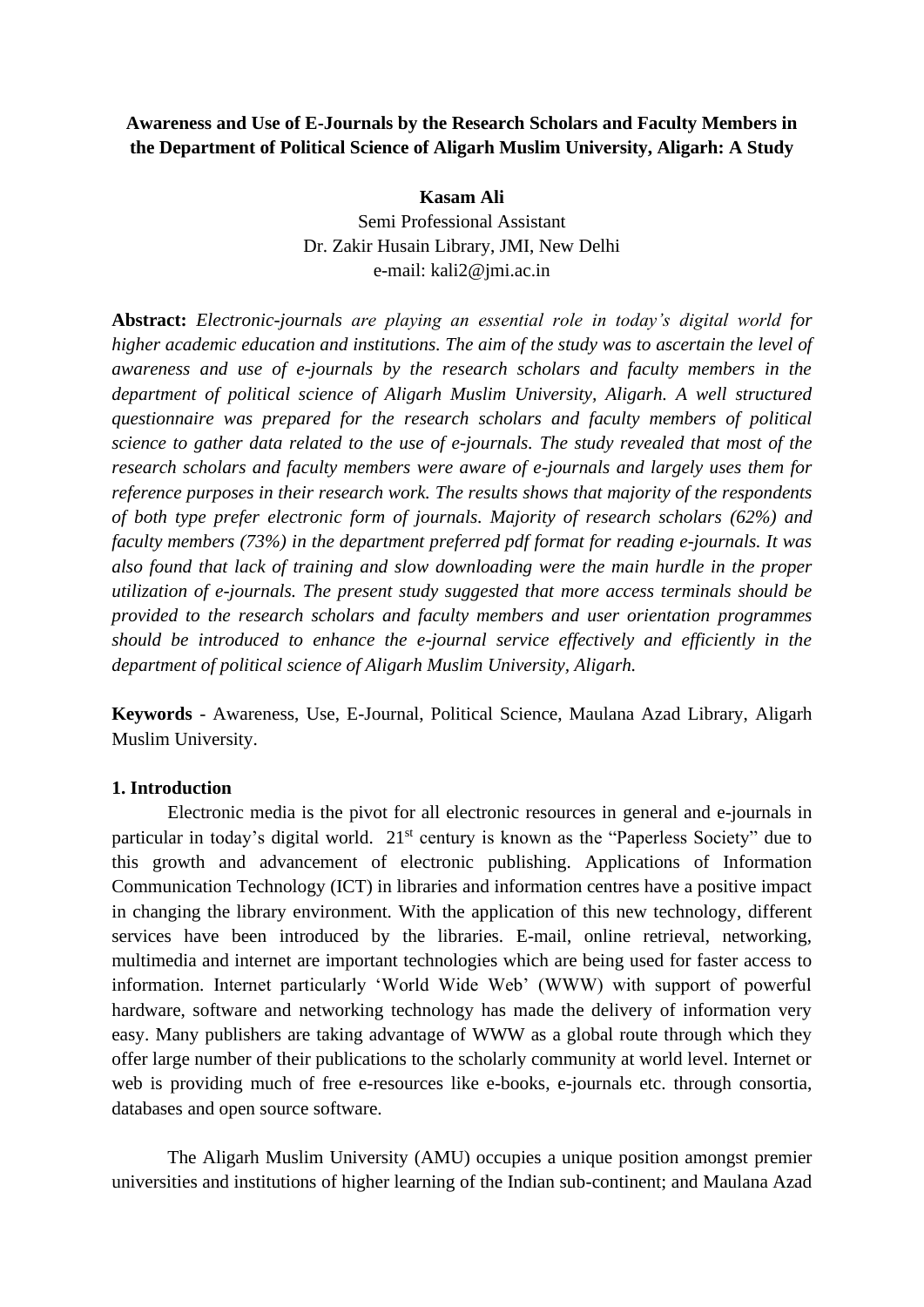**Awareness and Use of E-Journals by the Research Scholars and Faculty Members in the Department of Political Science of Aligarh Muslim University, Aligarh: A Study**

**Kasam Ali**
Semi Professional Assistant
Dr. Zakir Husain Library, JMI, New Delhi
e-mail: kali2@jmi.ac.in

**Abstract:** *Electronic-journals are playing an essential role in today's digital world for higher academic education and institutions. The aim of the study was to ascertain the level of awareness and use of e-journals by the research scholars and faculty members in the department of political science of Aligarh Muslim University, Aligarh. A well structured questionnaire was prepared for the research scholars and faculty members of political science to gather data related to the use of e-journals. The study revealed that most of the research scholars and faculty members were aware of e-journals and largely uses them for reference purposes in their research work. The results shows that majority of the respondents of both type prefer electronic form of journals. Majority of research scholars (62%) and faculty members (73%) in the department preferred pdf format for reading e-journals. It was also found that lack of training and slow downloading were the main hurdle in the proper utilization of e-journals. The present study suggested that more access terminals should be provided to the research scholars and faculty members and user orientation programmes should be introduced to enhance the e-journal service effectively and efficiently in the department of political science of Aligarh Muslim University, Aligarh.*

**Keywords** - Awareness, Use, E-Journal, Political Science, Maulana Azad Library, Aligarh Muslim University.

## 1. Introduction

Electronic media is the pivot for all electronic resources in general and e-journals in particular in today's digital world. 21st century is known as the "Paperless Society" due to this growth and advancement of electronic publishing. Applications of Information Communication Technology (ICT) in libraries and information centres have a positive impact in changing the library environment. With the application of this new technology, different services have been introduced by the libraries. E-mail, online retrieval, networking, multimedia and internet are important technologies which are being used for faster access to information. Internet particularly 'World Wide Web' (WWW) with support of powerful hardware, software and networking technology has made the delivery of information very easy. Many publishers are taking advantage of WWW as a global route through which they offer large number of their publications to the scholarly community at world level. Internet or web is providing much of free e-resources like e-books, e-journals etc. through consortia, databases and open source software.

The Aligarh Muslim University (AMU) occupies a unique position amongst premier universities and institutions of higher learning of the Indian sub-continent; and Maulana Azad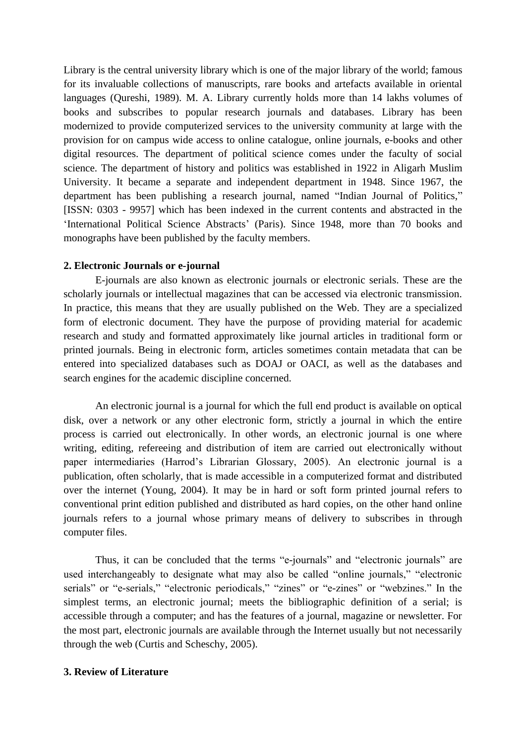Library is the central university library which is one of the major library of the world; famous for its invaluable collections of manuscripts, rare books and artefacts available in oriental languages (Qureshi, 1989). M. A. Library currently holds more than 14 lakhs volumes of books and subscribes to popular research journals and databases. Library has been modernized to provide computerized services to the university community at large with the provision for on campus wide access to online catalogue, online journals, e-books and other digital resources. The department of political science comes under the faculty of social science. The department of history and politics was established in 1922 in Aligarh Muslim University. It became a separate and independent department in 1948. Since 1967, the department has been publishing a research journal, named "Indian Journal of Politics," [ISSN: 0303 - 9957] which has been indexed in the current contents and abstracted in the 'International Political Science Abstracts' (Paris). Since 1948, more than 70 books and monographs have been published by the faculty members.

## 2. Electronic Journals or e-journal

E-journals are also known as electronic journals or electronic serials. These are the scholarly journals or intellectual magazines that can be accessed via electronic transmission. In practice, this means that they are usually published on the Web. They are a specialized form of electronic document. They have the purpose of providing material for academic research and study and formatted approximately like journal articles in traditional form or printed journals. Being in electronic form, articles sometimes contain metadata that can be entered into specialized databases such as DOAJ or OACI, as well as the databases and search engines for the academic discipline concerned.

An electronic journal is a journal for which the full end product is available on optical disk, over a network or any other electronic form, strictly a journal in which the entire process is carried out electronically. In other words, an electronic journal is one where writing, editing, refereeing and distribution of item are carried out electronically without paper intermediaries (Harrod's Librarian Glossary, 2005). An electronic journal is a publication, often scholarly, that is made accessible in a computerized format and distributed over the internet (Young, 2004). It may be in hard or soft form printed journal refers to conventional print edition published and distributed as hard copies, on the other hand online journals refers to a journal whose primary means of delivery to subscribes in through computer files.

Thus, it can be concluded that the terms "e-journals" and "electronic journals" are used interchangeably to designate what may also be called "online journals," "electronic serials" or "e-serials," "electronic periodicals," "zines" or "e-zines" or "webzines." In the simplest terms, an electronic journal; meets the bibliographic definition of a serial; is accessible through a computer; and has the features of a journal, magazine or newsletter. For the most part, electronic journals are available through the Internet usually but not necessarily through the web (Curtis and Scheschy, 2005).

## 3. Review of Literature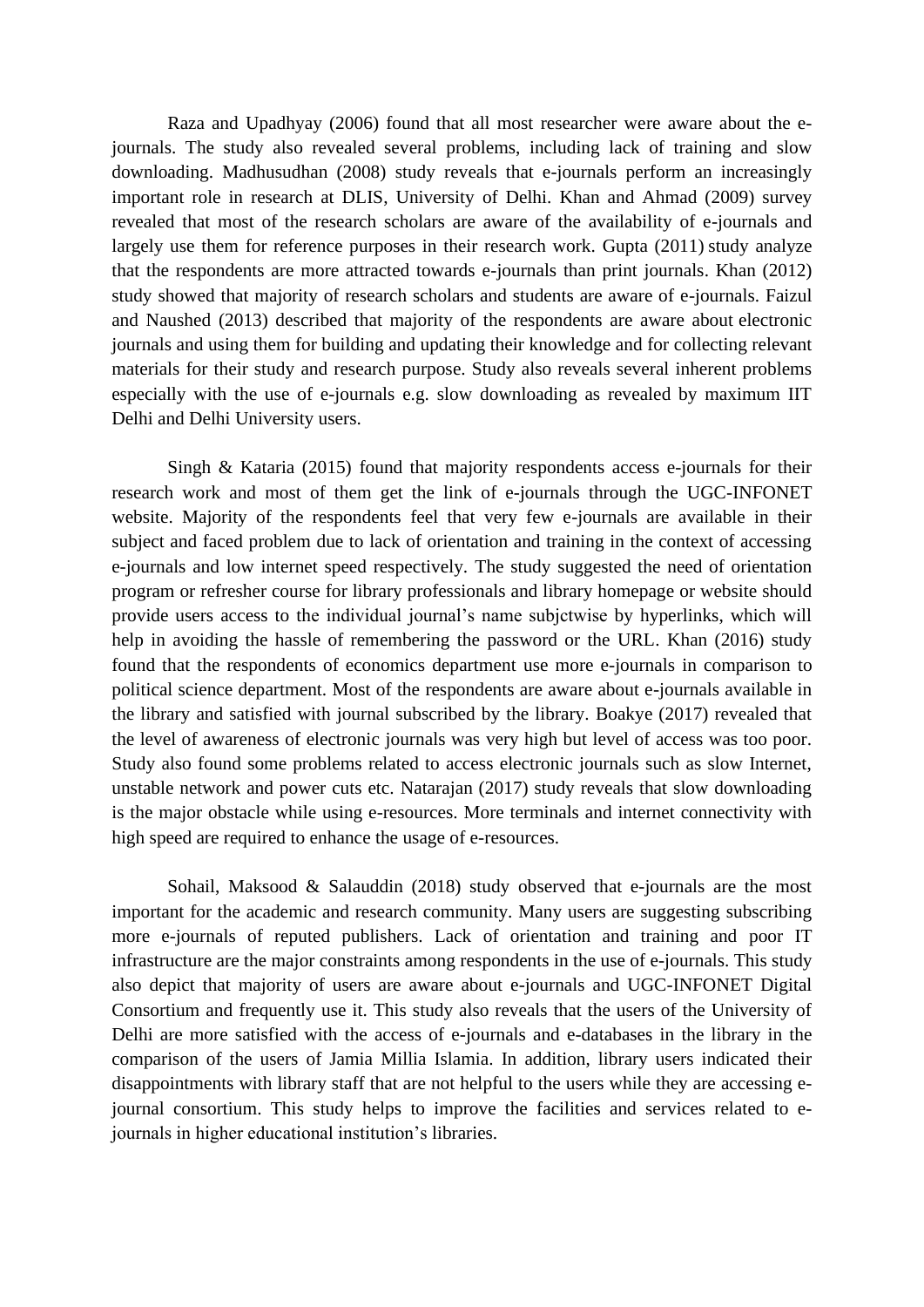Raza and Upadhyay (2006) found that all most researcher were aware about the e-journals. The study also revealed several problems, including lack of training and slow downloading. Madhusudhan (2008) study reveals that e-journals perform an increasingly important role in research at DLIS, University of Delhi. Khan and Ahmad (2009) survey revealed that most of the research scholars are aware of the availability of e-journals and largely use them for reference purposes in their research work. Gupta (2011) study analyze that the respondents are more attracted towards e-journals than print journals. Khan (2012) study showed that majority of research scholars and students are aware of e-journals. Faizul and Naushed (2013) described that majority of the respondents are aware about electronic journals and using them for building and updating their knowledge and for collecting relevant materials for their study and research purpose. Study also reveals several inherent problems especially with the use of e-journals e.g. slow downloading as revealed by maximum IIT Delhi and Delhi University users.

Singh & Kataria (2015) found that majority respondents access e-journals for their research work and most of them get the link of e-journals through the UGC-INFONET website. Majority of the respondents feel that very few e-journals are available in their subject and faced problem due to lack of orientation and training in the context of accessing e-journals and low internet speed respectively. The study suggested the need of orientation program or refresher course for library professionals and library homepage or website should provide users access to the individual journal's name subjctwise by hyperlinks, which will help in avoiding the hassle of remembering the password or the URL. Khan (2016) study found that the respondents of economics department use more e-journals in comparison to political science department. Most of the respondents are aware about e-journals available in the library and satisfied with journal subscribed by the library. Boakye (2017) revealed that the level of awareness of electronic journals was very high but level of access was too poor. Study also found some problems related to access electronic journals such as slow Internet, unstable network and power cuts etc. Natarajan (2017) study reveals that slow downloading is the major obstacle while using e-resources. More terminals and internet connectivity with high speed are required to enhance the usage of e-resources.

Sohail, Maksood & Salauddin (2018) study observed that e-journals are the most important for the academic and research community. Many users are suggesting subscribing more e-journals of reputed publishers. Lack of orientation and training and poor IT infrastructure are the major constraints among respondents in the use of e-journals. This study also depict that majority of users are aware about e-journals and UGC-INFONET Digital Consortium and frequently use it. This study also reveals that the users of the University of Delhi are more satisfied with the access of e-journals and e-databases in the library in the comparison of the users of Jamia Millia Islamia. In addition, library users indicated their disappointments with library staff that are not helpful to the users while they are accessing e-journal consortium. This study helps to improve the facilities and services related to e-journals in higher educational institution's libraries.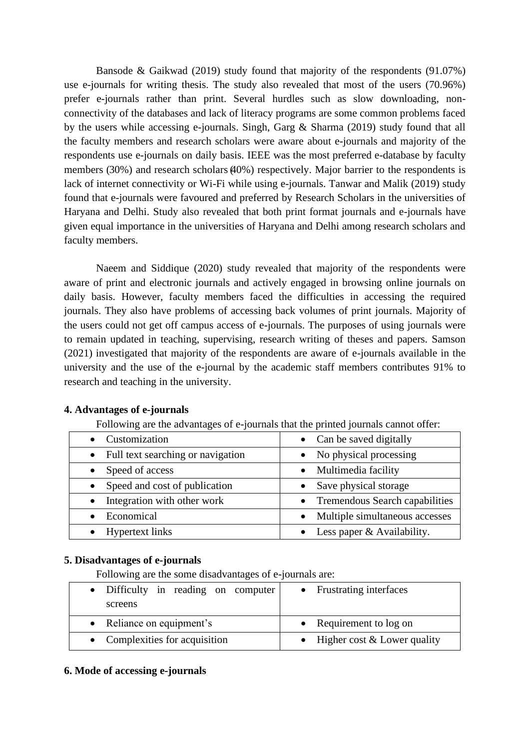Bansode & Gaikwad (2019) study found that majority of the respondents (91.07%) use e-journals for writing thesis. The study also revealed that most of the users (70.96%) prefer e-journals rather than print. Several hurdles such as slow downloading, non-connectivity of the databases and lack of literacy programs are some common problems faced by the users while accessing e-journals. Singh, Garg & Sharma (2019) study found that all the faculty members and research scholars were aware about e-journals and majority of the respondents use e-journals on daily basis. IEEE was the most preferred e-database by faculty members (30%) and research scholars (40%) respectively. Major barrier to the respondents is lack of internet connectivity or Wi-Fi while using e-journals. Tanwar and Malik (2019) study found that e-journals were favoured and preferred by Research Scholars in the universities of Haryana and Delhi. Study also revealed that both print format journals and e-journals have given equal importance in the universities of Haryana and Delhi among research scholars and faculty members.

Naeem and Siddique (2020) study revealed that majority of the respondents were aware of print and electronic journals and actively engaged in browsing online journals on daily basis. However, faculty members faced the difficulties in accessing the required journals. They also have problems of accessing back volumes of print journals. Majority of the users could not get off campus access of e-journals. The purposes of using journals were to remain updated in teaching, supervising, research writing of theses and papers. Samson (2021) investigated that majority of the respondents are aware of e-journals available in the university and the use of the e-journal by the academic staff members contributes 91% to research and teaching in the university.

**4. Advantages of e-journals**

Following are the advantages of e-journals that the printed journals cannot offer:

| | |
|---|---|
| • Customization | • Can be saved digitally |
| • Full text searching or navigation | • No physical processing |
| • Speed of access | • Multimedia facility |
| • Speed and cost of publication | • Save physical storage |
| • Integration with other work | • Tremendous Search capabilities |
| • Economical | • Multiple simultaneous accesses |
| • Hypertext links | • Less paper & Availability. |

**5. Disadvantages of e-journals**

Following are the some disadvantages of e-journals are:

| | |
|---|---|
| • Difficulty in reading on computer screens | • Frustrating interfaces |
| • Reliance on equipment's | • Requirement to log on |
| • Complexities for acquisition | • Higher cost & Lower quality |

**6. Mode of accessing e-journals**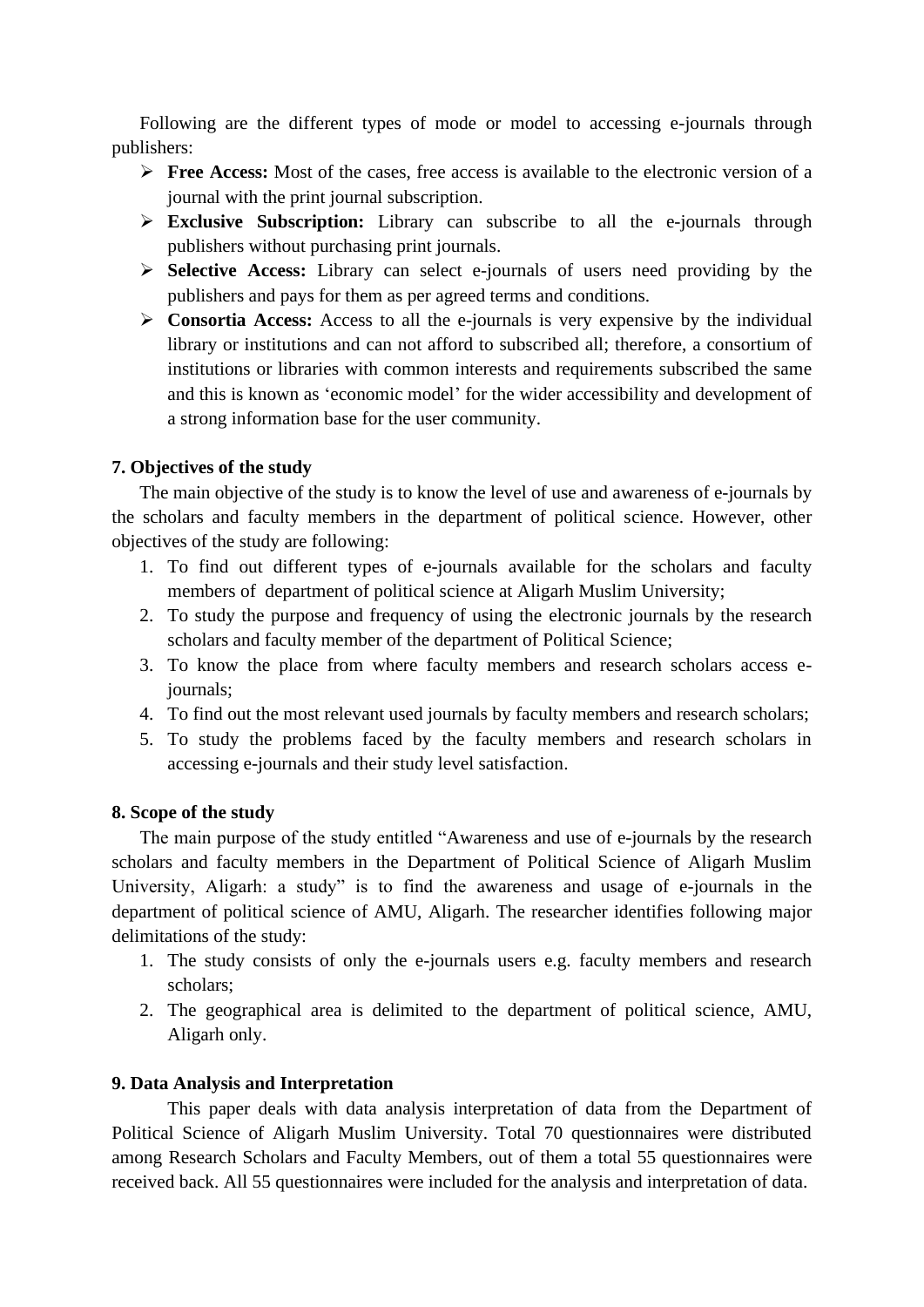Following are the different types of mode or model to accessing e-journals through publishers:

- **Free Access:** Most of the cases, free access is available to the electronic version of a journal with the print journal subscription.
- **Exclusive Subscription:** Library can subscribe to all the e-journals through publishers without purchasing print journals.
- **Selective Access:** Library can select e-journals of users need providing by the publishers and pays for them as per agreed terms and conditions.
- **Consortia Access:** Access to all the e-journals is very expensive by the individual library or institutions and can not afford to subscribed all; therefore, a consortium of institutions or libraries with common interests and requirements subscribed the same and this is known as 'economic model' for the wider accessibility and development of a strong information base for the user community.

### 7. Objectives of the study

The main objective of the study is to know the level of use and awareness of e-journals by the scholars and faculty members in the department of political science. However, other objectives of the study are following:

1. To find out different types of e-journals available for the scholars and faculty members of department of political science at Aligarh Muslim University;
2. To study the purpose and frequency of using the electronic journals by the research scholars and faculty member of the department of Political Science;
3. To know the place from where faculty members and research scholars access e-journals;
4. To find out the most relevant used journals by faculty members and research scholars;
5. To study the problems faced by the faculty members and research scholars in accessing e-journals and their study level satisfaction.

### 8. Scope of the study

The main purpose of the study entitled "Awareness and use of e-journals by the research scholars and faculty members in the Department of Political Science of Aligarh Muslim University, Aligarh: a study" is to find the awareness and usage of e-journals in the department of political science of AMU, Aligarh. The researcher identifies following major delimitations of the study:

1. The study consists of only the e-journals users e.g. faculty members and research scholars;
2. The geographical area is delimited to the department of political science, AMU, Aligarh only.

### 9. Data Analysis and Interpretation

This paper deals with data analysis interpretation of data from the Department of Political Science of Aligarh Muslim University. Total 70 questionnaires were distributed among Research Scholars and Faculty Members, out of them a total 55 questionnaires were received back. All 55 questionnaires were included for the analysis and interpretation of data.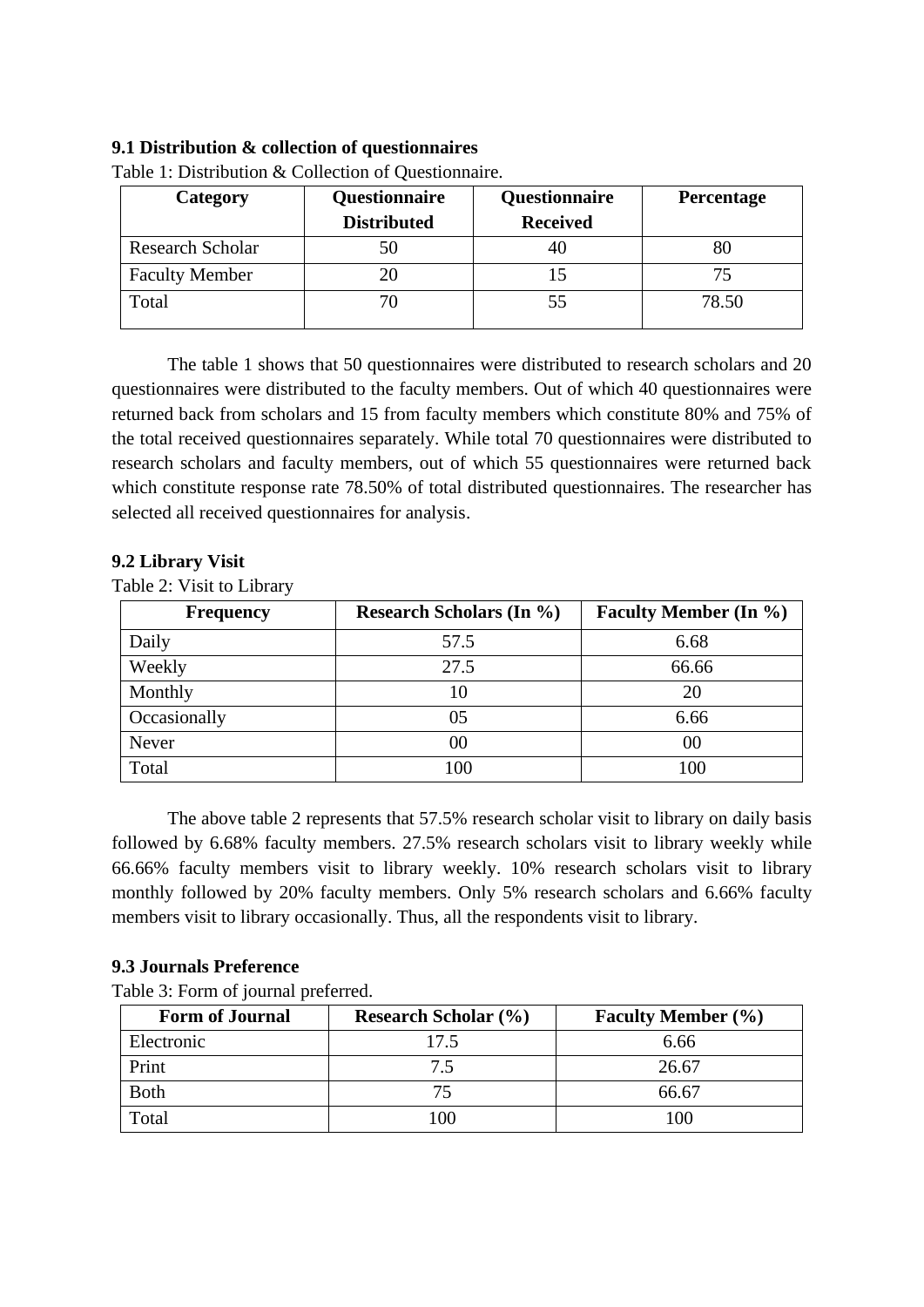### 9.1 Distribution & collection of questionnaires

Table 1: Distribution & Collection of Questionnaire.

| Category | Questionnaire Distributed | Questionnaire Received | Percentage |
|---|---|---|---|
| Research Scholar | 50 | 40 | 80 |
| Faculty Member | 20 | 15 | 75 |
| Total | 70 | 55 | 78.50 |

The table 1 shows that 50 questionnaires were distributed to research scholars and 20 questionnaires were distributed to the faculty members. Out of which 40 questionnaires were returned back from scholars and 15 from faculty members which constitute 80% and 75% of the total received questionnaires separately. While total 70 questionnaires were distributed to research scholars and faculty members, out of which 55 questionnaires were returned back which constitute response rate 78.50% of total distributed questionnaires. The researcher has selected all received questionnaires for analysis.

### 9.2 Library Visit

Table 2: Visit to Library

| Frequency | Research Scholars (In %) | Faculty Member (In %) |
|---|---|---|
| Daily | 57.5 | 6.68 |
| Weekly | 27.5 | 66.66 |
| Monthly | 10 | 20 |
| Occasionally | 05 | 6.66 |
| Never | 00 | 00 |
| Total | 100 | 100 |

The above table 2 represents that 57.5% research scholar visit to library on daily basis followed by 6.68% faculty members. 27.5% research scholars visit to library weekly while 66.66% faculty members visit to library weekly. 10% research scholars visit to library monthly followed by 20% faculty members. Only 5% research scholars and 6.66% faculty members visit to library occasionally. Thus, all the respondents visit to library.

### 9.3 Journals Preference

Table 3: Form of journal preferred.

| Form of Journal | Research Scholar (%) | Faculty Member (%) |
|---|---|---|
| Electronic | 17.5 | 6.66 |
| Print | 7.5 | 26.67 |
| Both | 75 | 66.67 |
| Total | 100 | 100 |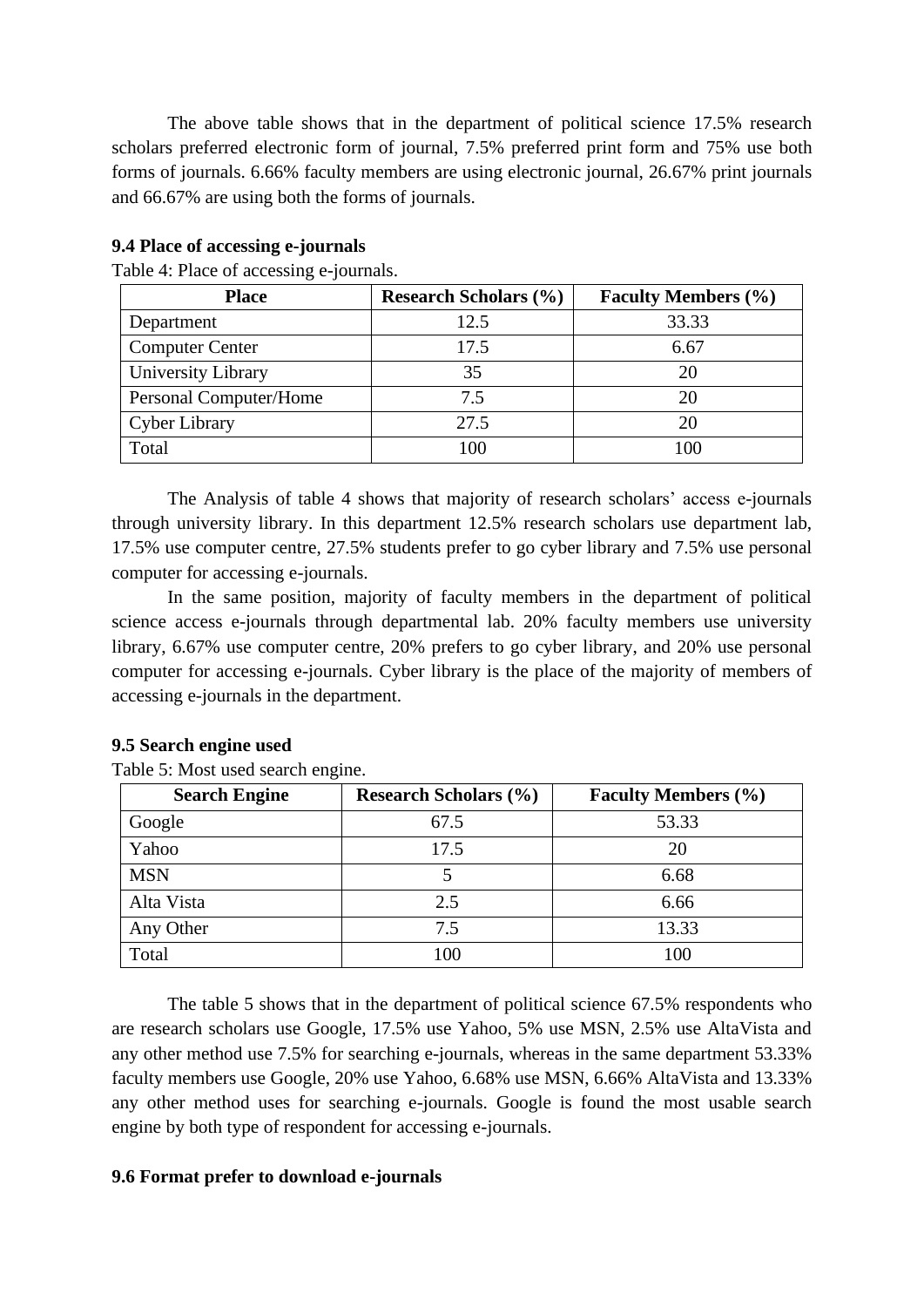The above table shows that in the department of political science 17.5% research scholars preferred electronic form of journal, 7.5% preferred print form and 75% use both forms of journals. 6.66% faculty members are using electronic journal, 26.67% print journals and 66.67% are using both the forms of journals.

### 9.4 Place of accessing e-journals

Table 4: Place of accessing e-journals.

| Place | Research Scholars (%) | Faculty Members (%) |
|---|---|---|
| Department | 12.5 | 33.33 |
| Computer Center | 17.5 | 6.67 |
| University Library | 35 | 20 |
| Personal Computer/Home | 7.5 | 20 |
| Cyber Library | 27.5 | 20 |
| Total | 100 | 100 |

The Analysis of table 4 shows that majority of research scholars' access e-journals through university library. In this department 12.5% research scholars use department lab, 17.5% use computer centre, 27.5% students prefer to go cyber library and 7.5% use personal computer for accessing e-journals.

In the same position, majority of faculty members in the department of political science access e-journals through departmental lab. 20% faculty members use university library, 6.67% use computer centre, 20% prefers to go cyber library, and 20% use personal computer for accessing e-journals. Cyber library is the place of the majority of members of accessing e-journals in the department.

### 9.5 Search engine used

Table 5: Most used search engine.

| Search Engine | Research Scholars (%) | Faculty Members (%) |
|---|---|---|
| Google | 67.5 | 53.33 |
| Yahoo | 17.5 | 20 |
| MSN | 5 | 6.68 |
| Alta Vista | 2.5 | 6.66 |
| Any Other | 7.5 | 13.33 |
| Total | 100 | 100 |

The table 5 shows that in the department of political science 67.5% respondents who are research scholars use Google, 17.5% use Yahoo, 5% use MSN, 2.5% use AltaVista and any other method use 7.5% for searching e-journals, whereas in the same department 53.33% faculty members use Google, 20% use Yahoo, 6.68% use MSN, 6.66% AltaVista and 13.33% any other method uses for searching e-journals. Google is found the most usable search engine by both type of respondent for accessing e-journals.

### 9.6 Format prefer to download e-journals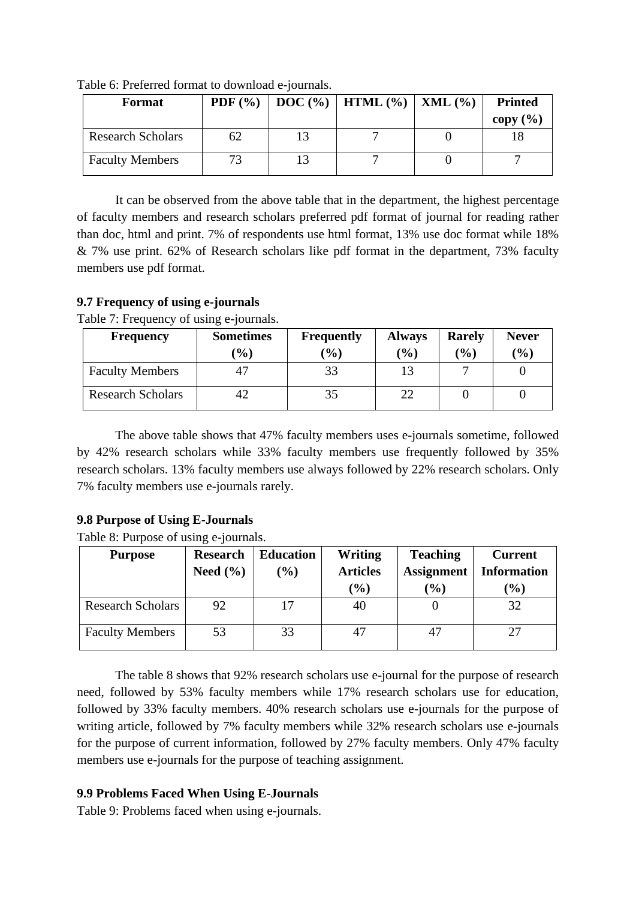Table 6: Preferred format to download e-journals.

| Format | PDF (%) | DOC (%) | HTML (%) | XML (%) | Printed copy (%) |
|---|---|---|---|---|---|
| Research Scholars | 62 | 13 | 7 | 0 | 18 |
| Faculty Members | 73 | 13 | 7 | 0 | 7 |

It can be observed from the above table that in the department, the highest percentage of faculty members and research scholars preferred pdf format of journal for reading rather than doc, html and print. 7% of respondents use html format, 13% use doc format while 18% & 7% use print. 62% of Research scholars like pdf format in the department, 73% faculty members use pdf format.

### 9.7 Frequency of using e-journals

Table 7: Frequency of using e-journals.

| Frequency | Sometimes (%) | Frequently (%) | Always (%) | Rarely (%) | Never (%) |
|---|---|---|---|---|---|
| Faculty Members | 47 | 33 | 13 | 7 | 0 |
| Research Scholars | 42 | 35 | 22 | 0 | 0 |

The above table shows that 47% faculty members uses e-journals sometime, followed by 42% research scholars while 33% faculty members use frequently followed by 35% research scholars. 13% faculty members use always followed by 22% research scholars. Only 7% faculty members use e-journals rarely.

### 9.8 Purpose of Using E-Journals

Table 8: Purpose of using e-journals.

| Purpose | Research Need (%) | Education (%) | Writing Articles (%) | Teaching Assignment (%) | Current Information (%) |
|---|---|---|---|---|---|
| Research Scholars | 92 | 17 | 40 | 0 | 32 |
| Faculty Members | 53 | 33 | 47 | 47 | 27 |

The table 8 shows that 92% research scholars use e-journal for the purpose of research need, followed by 53% faculty members while 17% research scholars use for education, followed by 33% faculty members. 40% research scholars use e-journals for the purpose of writing article, followed by 7% faculty members while 32% research scholars use e-journals for the purpose of current information, followed by 27% faculty members. Only 47% faculty members use e-journals for the purpose of teaching assignment.

### 9.9 Problems Faced When Using E-Journals

Table 9: Problems faced when using e-journals.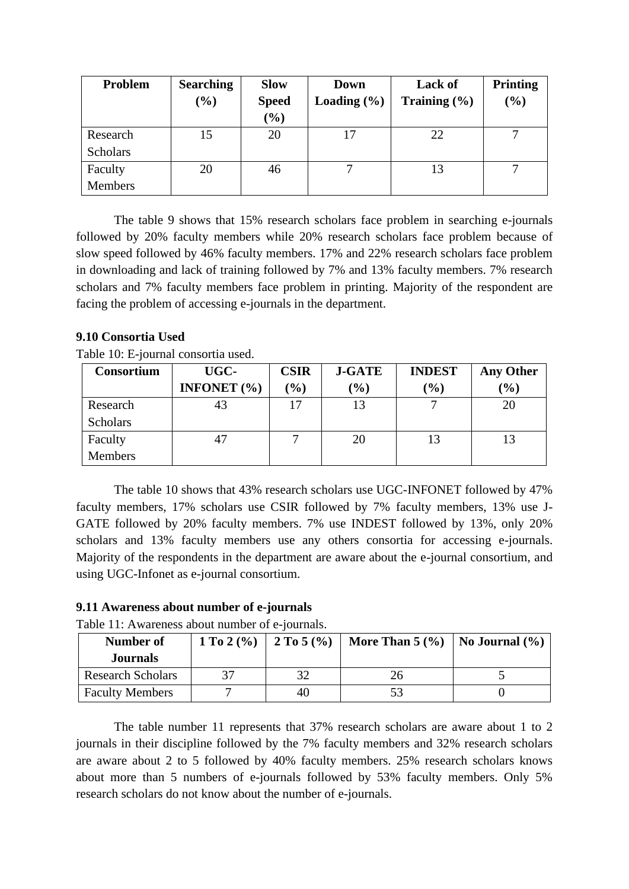| Problem | Searching (%) | Slow Speed (%) | Down Loading (%) | Lack of Training (%) | Printing (%) |
|---|---|---|---|---|---|
| Research Scholars | 15 | 20 | 17 | 22 | 7 |
| Faculty Members | 20 | 46 | 7 | 13 | 7 |

The table 9 shows that 15% research scholars face problem in searching e-journals followed by 20% faculty members while 20% research scholars face problem because of slow speed followed by 46% faculty members. 17% and 22% research scholars face problem in downloading and lack of training followed by 7% and 13% faculty members. 7% research scholars and 7% faculty members face problem in printing. Majority of the respondent are facing the problem of accessing e-journals in the department.

### 9.10 Consortia Used

Table 10: E-journal consortia used.

| Consortium | UGC-INFONET (%) | CSIR (%) | J-GATE (%) | INDEST (%) | Any Other (%) |
|---|---|---|---|---|---|
| Research Scholars | 43 | 17 | 13 | 7 | 20 |
| Faculty Members | 47 | 7 | 20 | 13 | 13 |

The table 10 shows that 43% research scholars use UGC-INFONET followed by 47% faculty members, 17% scholars use CSIR followed by 7% faculty members, 13% use J-GATE followed by 20% faculty members. 7% use INDEST followed by 13%, only 20% scholars and 13% faculty members use any others consortia for accessing e-journals. Majority of the respondents in the department are aware about the e-journal consortium, and using UGC-Infonet as e-journal consortium.

### 9.11 Awareness about number of e-journals

Table 11: Awareness about number of e-journals.

| Number of Journals | 1 To 2 (%) | 2 To 5 (%) | More Than 5 (%) | No Journal (%) |
|---|---|---|---|---|
| Research Scholars | 37 | 32 | 26 | 5 |
| Faculty Members | 7 | 40 | 53 | 0 |

The table number 11 represents that 37% research scholars are aware about 1 to 2 journals in their discipline followed by the 7% faculty members and 32% research scholars are aware about 2 to 5 followed by 40% faculty members. 25% research scholars knows about more than 5 numbers of e-journals followed by 53% faculty members. Only 5% research scholars do not know about the number of e-journals.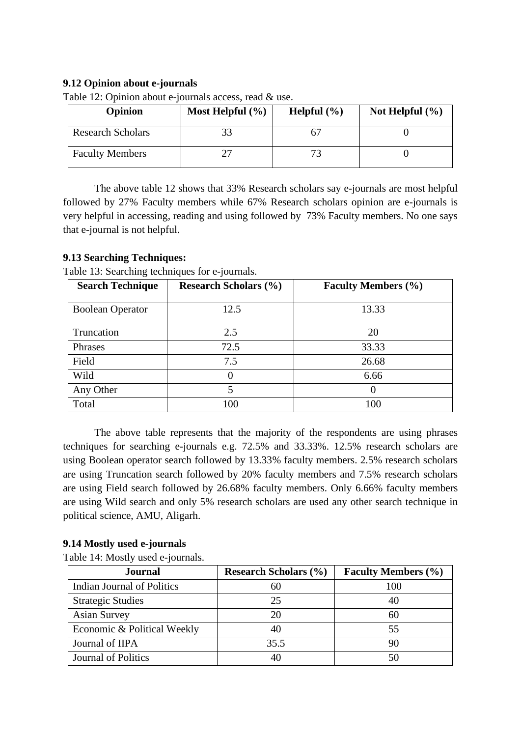### 9.12 Opinion about e-journals

Table 12: Opinion about e-journals access, read & use.

| Opinion | Most Helpful (%) | Helpful (%) | Not Helpful (%) |
|---|---|---|---|
| Research Scholars | 33 | 67 | 0 |
| Faculty Members | 27 | 73 | 0 |

The above table 12 shows that 33% Research scholars say e-journals are most helpful followed by 27% Faculty members while 67% Research scholars opinion are e-journals is very helpful in accessing, reading and using followed by 73% Faculty members. No one says that e-journal is not helpful.

### 9.13 Searching Techniques:

Table 13: Searching techniques for e-journals.

| Search Technique | Research Scholars (%) | Faculty Members (%) |
|---|---|---|
| Boolean Operator | 12.5 | 13.33 |
| Truncation | 2.5 | 20 |
| Phrases | 72.5 | 33.33 |
| Field | 7.5 | 26.68 |
| Wild | 0 | 6.66 |
| Any Other | 5 | 0 |
| Total | 100 | 100 |

The above table represents that the majority of the respondents are using phrases techniques for searching e-journals e.g. 72.5% and 33.33%. 12.5% research scholars are using Boolean operator search followed by 13.33% faculty members. 2.5% research scholars are using Truncation search followed by 20% faculty members and 7.5% research scholars are using Field search followed by 26.68% faculty members. Only 6.66% faculty members are using Wild search and only 5% research scholars are used any other search technique in political science, AMU, Aligarh.

### 9.14 Mostly used e-journals

Table 14: Mostly used e-journals.

| Journal | Research Scholars (%) | Faculty Members (%) |
|---|---|---|
| Indian Journal of Politics | 60 | 100 |
| Strategic Studies | 25 | 40 |
| Asian Survey | 20 | 60 |
| Economic & Political Weekly | 40 | 55 |
| Journal of IIPA | 35.5 | 90 |
| Journal of Politics | 40 | 50 |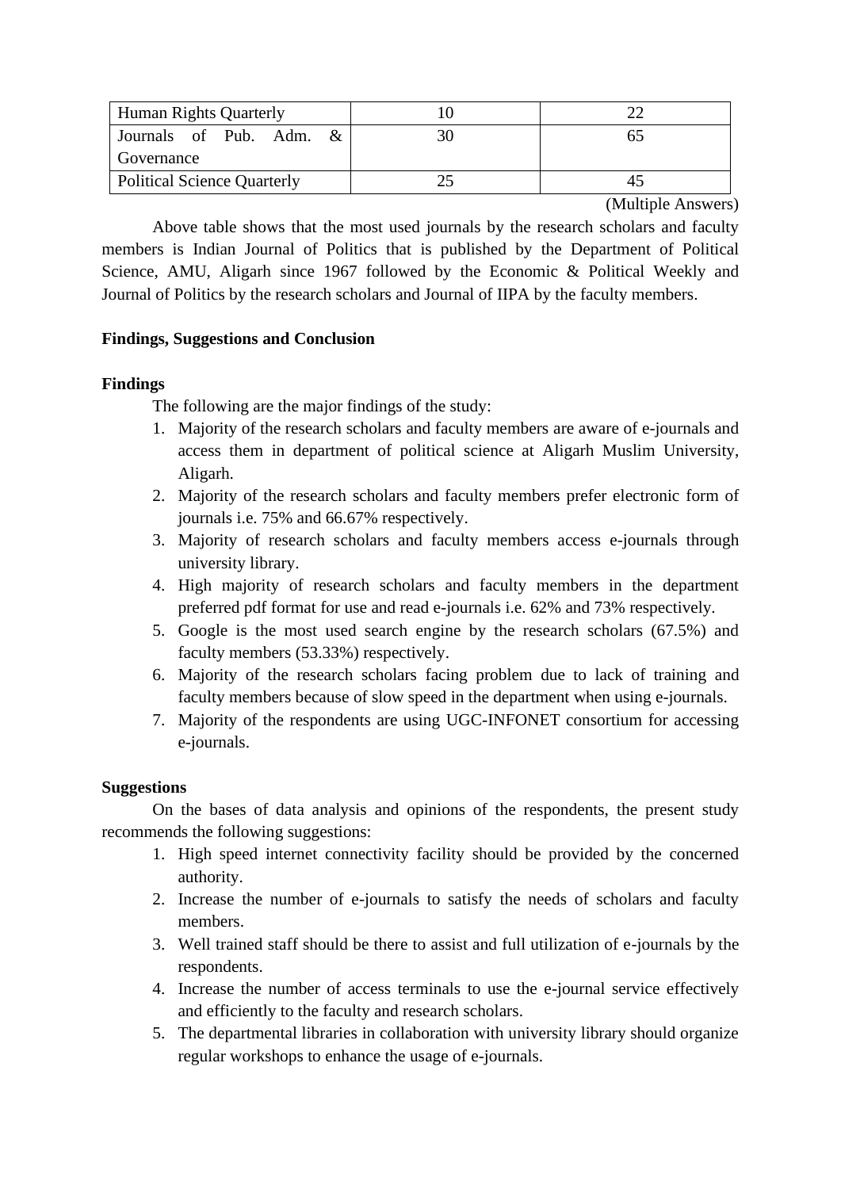| Human Rights Quarterly | 10 | 22 |
|---|---|---|
| Journals of Pub. Adm. & Governance | 30 | 65 |
| Political Science Quarterly | 25 | 45 |

(Multiple Answers)

Above table shows that the most used journals by the research scholars and faculty members is Indian Journal of Politics that is published by the Department of Political Science, AMU, Aligarh since 1967 followed by the Economic & Political Weekly and Journal of Politics by the research scholars and Journal of IIPA by the faculty members.

## Findings, Suggestions and Conclusion

### Findings

The following are the major findings of the study:

1. Majority of the research scholars and faculty members are aware of e-journals and access them in department of political science at Aligarh Muslim University, Aligarh.
2. Majority of the research scholars and faculty members prefer electronic form of journals i.e. 75% and 66.67% respectively.
3. Majority of research scholars and faculty members access e-journals through university library.
4. High majority of research scholars and faculty members in the department preferred pdf format for use and read e-journals i.e. 62% and 73% respectively.
5. Google is the most used search engine by the research scholars (67.5%) and faculty members (53.33%) respectively.
6. Majority of the research scholars facing problem due to lack of training and faculty members because of slow speed in the department when using e-journals.
7. Majority of the respondents are using UGC-INFONET consortium for accessing e-journals.

### Suggestions

On the bases of data analysis and opinions of the respondents, the present study recommends the following suggestions:

1. High speed internet connectivity facility should be provided by the concerned authority.
2. Increase the number of e-journals to satisfy the needs of scholars and faculty members.
3. Well trained staff should be there to assist and full utilization of e-journals by the respondents.
4. Increase the number of access terminals to use the e-journal service effectively and efficiently to the faculty and research scholars.
5. The departmental libraries in collaboration with university library should organize regular workshops to enhance the usage of e-journals.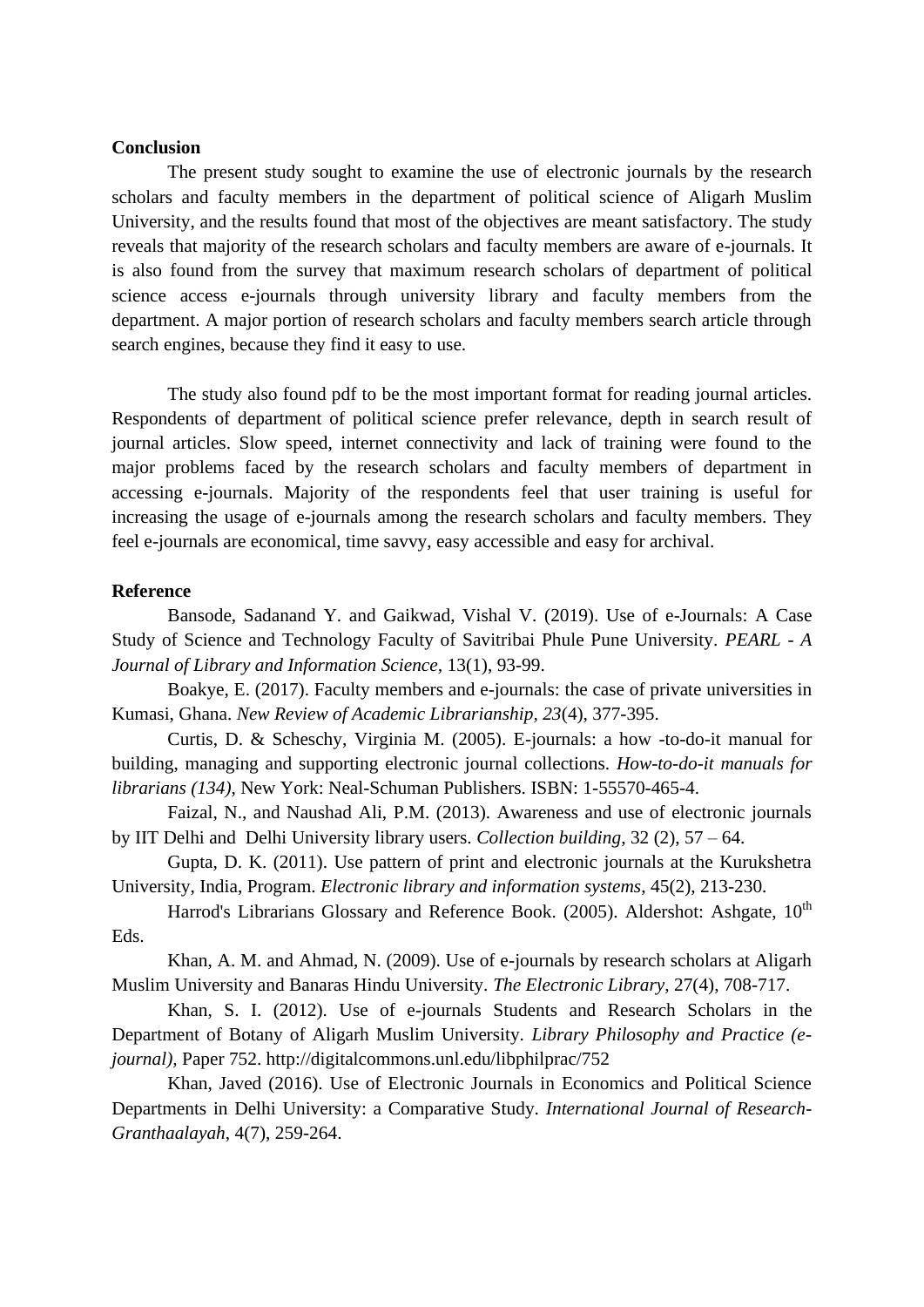**Conclusion**

The present study sought to examine the use of electronic journals by the research scholars and faculty members in the department of political science of Aligarh Muslim University, and the results found that most of the objectives are meant satisfactory. The study reveals that majority of the research scholars and faculty members are aware of e-journals. It is also found from the survey that maximum research scholars of department of political science access e-journals through university library and faculty members from the department. A major portion of research scholars and faculty members search article through search engines, because they find it easy to use.

The study also found pdf to be the most important format for reading journal articles. Respondents of department of political science prefer relevance, depth in search result of journal articles. Slow speed, internet connectivity and lack of training were found to the major problems faced by the research scholars and faculty members of department in accessing e-journals. Majority of the respondents feel that user training is useful for increasing the usage of e-journals among the research scholars and faculty members. They feel e-journals are economical, time savvy, easy accessible and easy for archival.

**Reference**

Bansode, Sadanand Y. and Gaikwad, Vishal V. (2019). Use of e-Journals: A Case Study of Science and Technology Faculty of Savitribai Phule Pune University. *PEARL - A Journal of Library and Information Science*, 13(1), 93-99.

Boakye, E. (2017). Faculty members and e-journals: the case of private universities in Kumasi, Ghana. *New Review of Academic Librarianship, 23*(4), 377-395.

Curtis, D. & Scheschy, Virginia M. (2005). E-journals: a how -to-do-it manual for building, managing and supporting electronic journal collections. *How-to-do-it manuals for librarians (134)*, New York: Neal-Schuman Publishers. ISBN: 1-55570-465-4.

Faizal, N., and Naushad Ali, P.M. (2013). Awareness and use of electronic journals by IIT Delhi and Delhi University library users. *Collection building*, 32 (2), 57 – 64.

Gupta, D. K. (2011). Use pattern of print and electronic journals at the Kurukshetra University, India, Program. *Electronic library and information systems*, 45(2), 213-230.

Harrod's Librarians Glossary and Reference Book. (2005). Aldershot: Ashgate, 10th Eds.

Khan, A. M. and Ahmad, N. (2009). Use of e-journals by research scholars at Aligarh Muslim University and Banaras Hindu University. *The Electronic Library*, 27(4), 708-717.

Khan, S. I. (2012). Use of e-journals Students and Research Scholars in the Department of Botany of Aligarh Muslim University. *Library Philosophy and Practice (e-journal),* Paper 752. http://digitalcommons.unl.edu/libphilprac/752

Khan, Javed (2016). Use of Electronic Journals in Economics and Political Science Departments in Delhi University: a Comparative Study. *International Journal of Research-Granthaalayah*, 4(7), 259-264.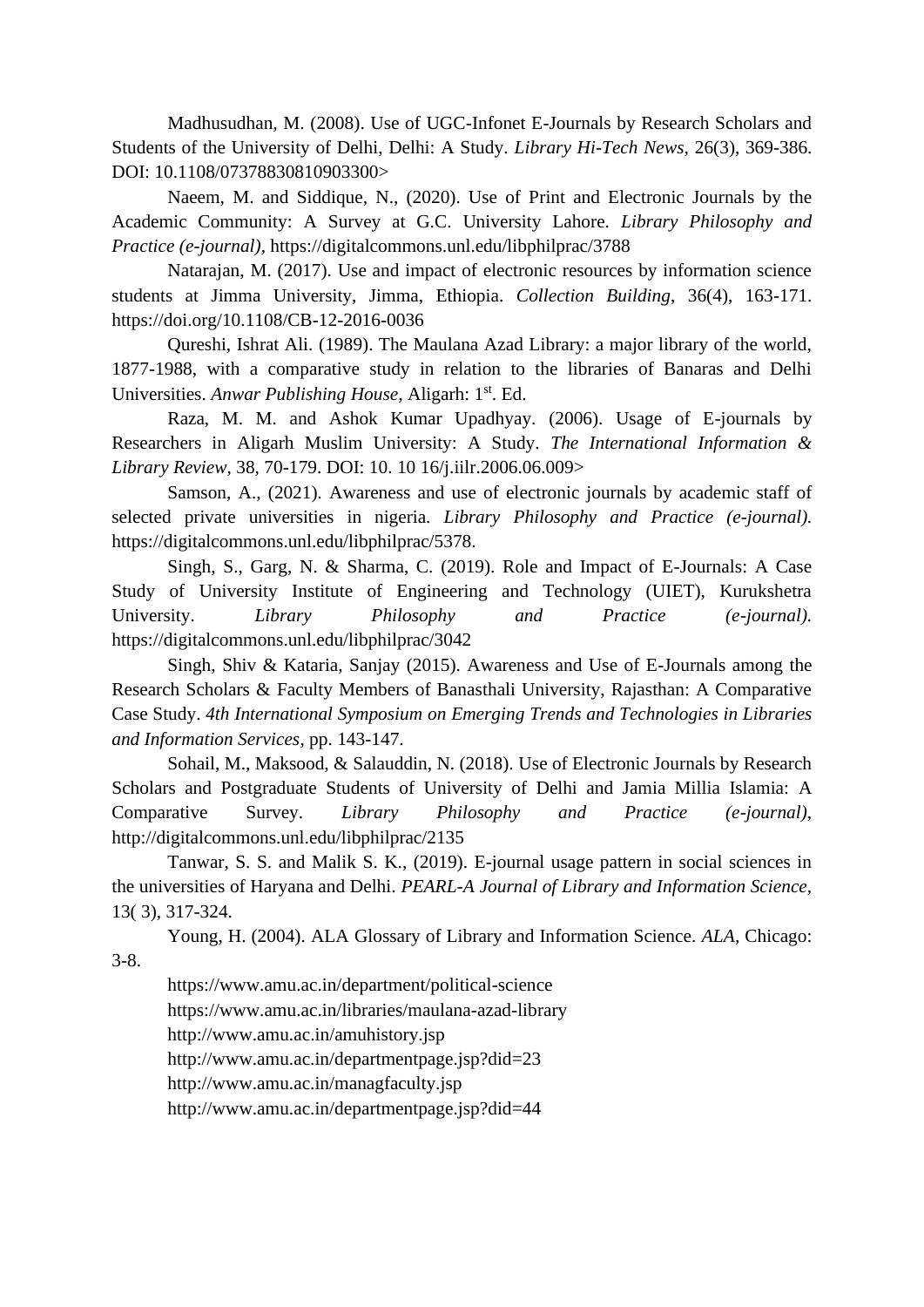Madhusudhan, M. (2008). Use of UGC-Infonet E-Journals by Research Scholars and Students of the University of Delhi, Delhi: A Study. *Library Hi-Tech News*, 26(3), 369-386. DOI: 10.1108/07378830810903300>

Naeem, M. and Siddique, N., (2020). Use of Print and Electronic Journals by the Academic Community: A Survey at G.C. University Lahore. *Library Philosophy and Practice (e-journal)*, https://digitalcommons.unl.edu/libphilprac/3788

Natarajan, M. (2017). Use and impact of electronic resources by information science students at Jimma University, Jimma, Ethiopia. *Collection Building*, 36(4), 163-171. https://doi.org/10.1108/CB-12-2016-0036

Qureshi, Ishrat Ali. (1989). The Maulana Azad Library: a major library of the world, 1877-1988, with a comparative study in relation to the libraries of Banaras and Delhi Universities. *Anwar Publishing House*, Aligarh: 1st. Ed.

Raza, M. M. and Ashok Kumar Upadhyay. (2006). Usage of E-journals by Researchers in Aligarh Muslim University: A Study. *The International Information & Library Review*, 38, 70-179. DOI: 10. 10 16/j.iilr.2006.06.009>

Samson, A., (2021). Awareness and use of electronic journals by academic staff of selected private universities in nigeria. *Library Philosophy and Practice (e-journal).* https://digitalcommons.unl.edu/libphilprac/5378.

Singh, S., Garg, N. & Sharma, C. (2019). Role and Impact of E-Journals: A Case Study of University Institute of Engineering and Technology (UIET), Kurukshetra University. *Library Philosophy and Practice (e-journal).* https://digitalcommons.unl.edu/libphilprac/3042

Singh, Shiv & Kataria, Sanjay (2015). Awareness and Use of E-Journals among the Research Scholars & Faculty Members of Banasthali University, Rajasthan: A Comparative Case Study. *4th International Symposium on Emerging Trends and Technologies in Libraries and Information Services*, pp. 143-147.

Sohail, M., Maksood, & Salauddin, N. (2018). Use of Electronic Journals by Research Scholars and Postgraduate Students of University of Delhi and Jamia Millia Islamia: A Comparative Survey. *Library Philosophy and Practice (e-journal)*, http://digitalcommons.unl.edu/libphilprac/2135

Tanwar, S. S. and Malik S. K., (2019). E-journal usage pattern in social sciences in the universities of Haryana and Delhi. *PEARL-A Journal of Library and Information Science*, 13( 3), 317-324.

Young, H. (2004). ALA Glossary of Library and Information Science. *ALA*, Chicago: 3-8.

https://www.amu.ac.in/department/political-science

https://www.amu.ac.in/libraries/maulana-azad-library

http://www.amu.ac.in/amuhistory.jsp

http://www.amu.ac.in/departmentpage.jsp?did=23

http://www.amu.ac.in/managfaculty.jsp

http://www.amu.ac.in/departmentpage.jsp?did=44